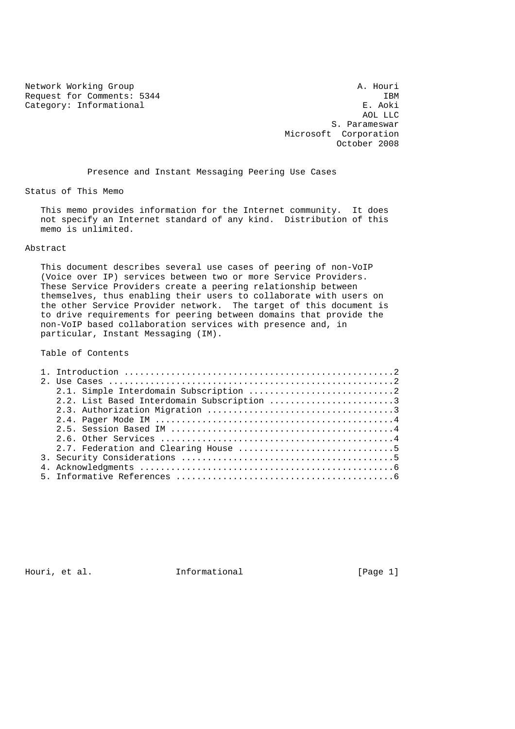Network Working Group A. Houri
Request for Comments: 5344 IBM
Category: Informational E. Aoki
AOL LLC
S. Parameswar
Microsoft Corporation
October 2008

# Presence and Instant Messaging Peering Use Cases

## Status of This Memo

This memo provides information for the Internet community. It does not specify an Internet standard of any kind. Distribution of this memo is unlimited.

## Abstract

This document describes several use cases of peering of non-VoIP (Voice over IP) services between two or more Service Providers. These Service Providers create a peering relationship between themselves, thus enabling their users to collaborate with users on the other Service Provider network. The target of this document is to drive requirements for peering between domains that provide the non-VoIP based collaboration services with presence and, in particular, Instant Messaging (IM).

## Table of Contents

1. Introduction ....................................................2
2. Use Cases .......................................................2
   2.1. Simple Interdomain Subscription ............................2
   2.2. List Based Interdomain Subscription ........................3
   2.3. Authorization Migration ....................................3
   2.4. Pager Mode IM ..............................................4
   2.5. Session Based IM ...........................................4
   2.6. Other Services .............................................4
   2.7. Federation and Clearing House ..............................5
3. Security Considerations .........................................5
4. Acknowledgments .................................................6
5. Informative References ..........................................6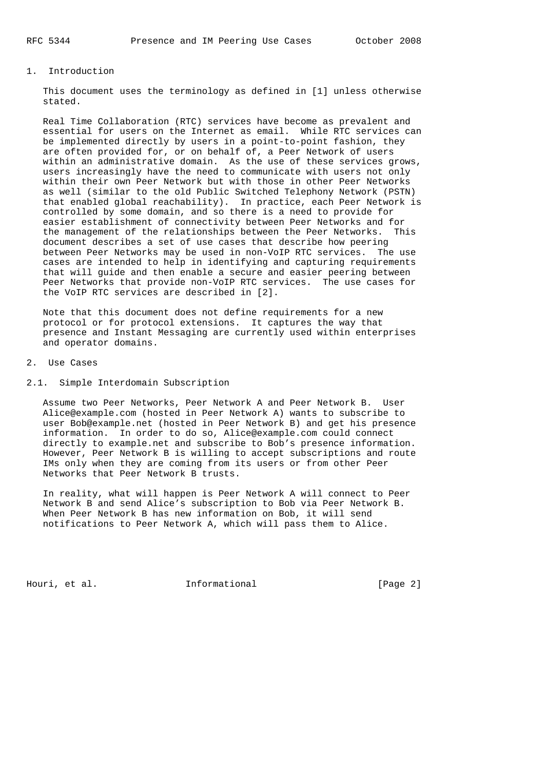## 1. Introduction

This document uses the terminology as defined in [1] unless otherwise stated.

Real Time Collaboration (RTC) services have become as prevalent and essential for users on the Internet as email. While RTC services can be implemented directly by users in a point-to-point fashion, they are often provided for, or on behalf of, a Peer Network of users within an administrative domain. As the use of these services grows, users increasingly have the need to communicate with users not only within their own Peer Network but with those in other Peer Networks as well (similar to the old Public Switched Telephony Network (PSTN) that enabled global reachability). In practice, each Peer Network is controlled by some domain, and so there is a need to provide for easier establishment of connectivity between Peer Networks and for the management of the relationships between the Peer Networks. This document describes a set of use cases that describe how peering between Peer Networks may be used in non-VoIP RTC services. The use cases are intended to help in identifying and capturing requirements that will guide and then enable a secure and easier peering between Peer Networks that provide non-VoIP RTC services. The use cases for the VoIP RTC services are described in [2].

Note that this document does not define requirements for a new protocol or for protocol extensions. It captures the way that presence and Instant Messaging are currently used within enterprises and operator domains.

## 2. Use Cases

### 2.1. Simple Interdomain Subscription

Assume two Peer Networks, Peer Network A and Peer Network B. User Alice@example.com (hosted in Peer Network A) wants to subscribe to user Bob@example.net (hosted in Peer Network B) and get his presence information. In order to do so, Alice@example.com could connect directly to example.net and subscribe to Bob's presence information. However, Peer Network B is willing to accept subscriptions and route IMs only when they are coming from its users or from other Peer Networks that Peer Network B trusts.

In reality, what will happen is Peer Network A will connect to Peer Network B and send Alice's subscription to Bob via Peer Network B. When Peer Network B has new information on Bob, it will send notifications to Peer Network A, which will pass them to Alice.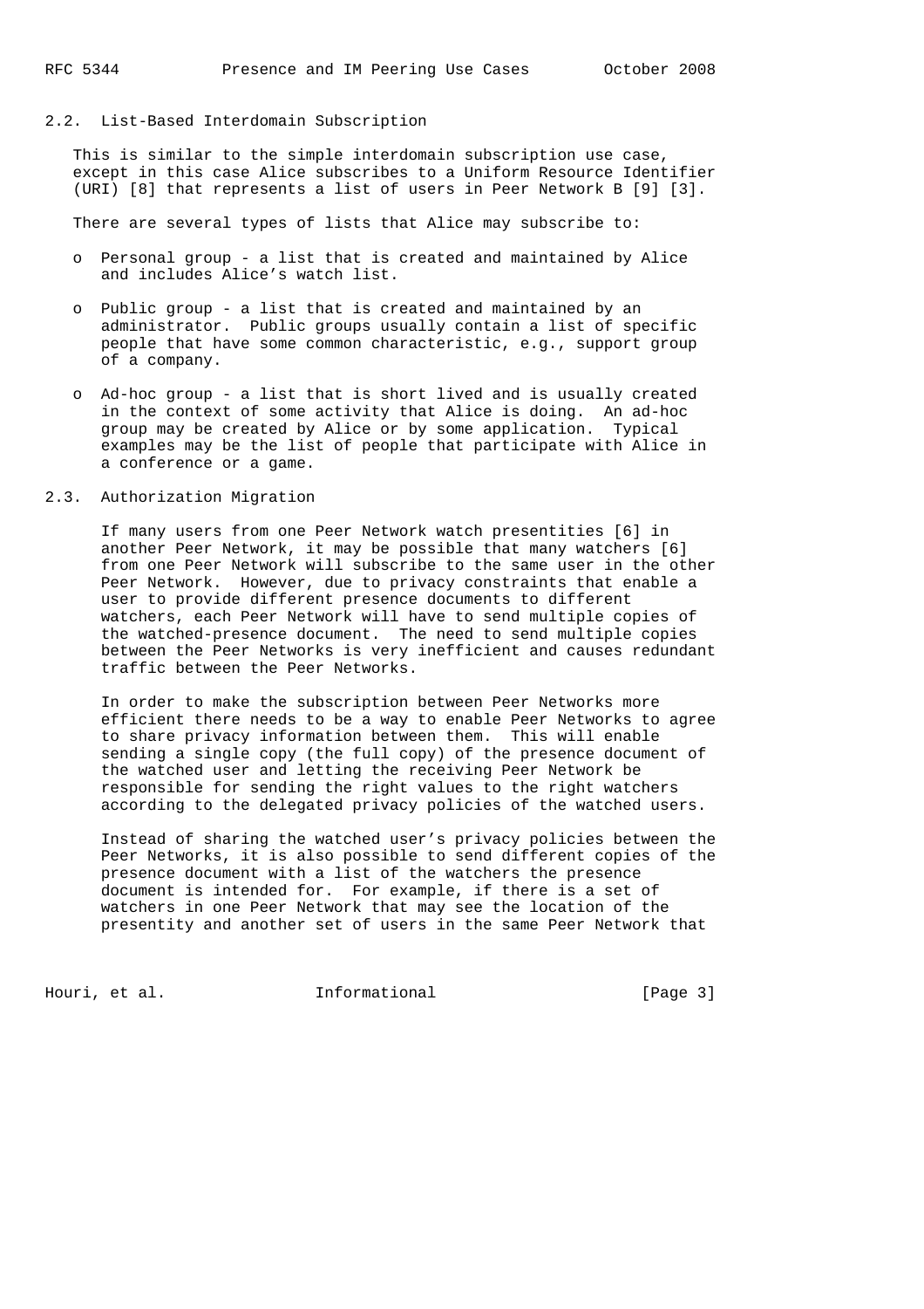## 2.2. List-Based Interdomain Subscription

This is similar to the simple interdomain subscription use case, except in this case Alice subscribes to a Uniform Resource Identifier (URI) [8] that represents a list of users in Peer Network B [9] [3].

There are several types of lists that Alice may subscribe to:

- Personal group - a list that is created and maintained by Alice and includes Alice's watch list.
- Public group - a list that is created and maintained by an administrator. Public groups usually contain a list of specific people that have some common characteristic, e.g., support group of a company.
- Ad-hoc group - a list that is short lived and is usually created in the context of some activity that Alice is doing. An ad-hoc group may be created by Alice or by some application. Typical examples may be the list of people that participate with Alice in a conference or a game.

## 2.3. Authorization Migration

If many users from one Peer Network watch presentities [6] in another Peer Network, it may be possible that many watchers [6] from one Peer Network will subscribe to the same user in the other Peer Network. However, due to privacy constraints that enable a user to provide different presence documents to different watchers, each Peer Network will have to send multiple copies of the watched-presence document. The need to send multiple copies between the Peer Networks is very inefficient and causes redundant traffic between the Peer Networks.

In order to make the subscription between Peer Networks more efficient there needs to be a way to enable Peer Networks to agree to share privacy information between them. This will enable sending a single copy (the full copy) of the presence document of the watched user and letting the receiving Peer Network be responsible for sending the right values to the right watchers according to the delegated privacy policies of the watched users.

Instead of sharing the watched user's privacy policies between the Peer Networks, it is also possible to send different copies of the presence document with a list of the watchers the presence document is intended for. For example, if there is a set of watchers in one Peer Network that may see the location of the presentity and another set of users in the same Peer Network that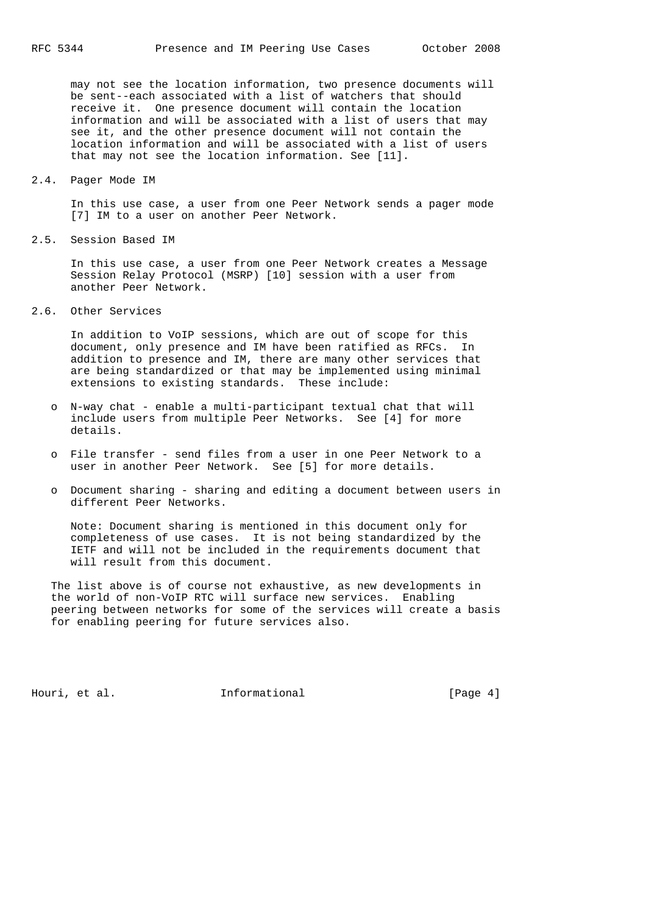may not see the location information, two presence documents will be sent--each associated with a list of watchers that should receive it. One presence document will contain the location information and will be associated with a list of users that may see it, and the other presence document will not contain the location information and will be associated with a list of users that may not see the location information. See [11].

### 2.4. Pager Mode IM

In this use case, a user from one Peer Network sends a pager mode [7] IM to a user on another Peer Network.

### 2.5. Session Based IM

In this use case, a user from one Peer Network creates a Message Session Relay Protocol (MSRP) [10] session with a user from another Peer Network.

### 2.6. Other Services

In addition to VoIP sessions, which are out of scope for this document, only presence and IM have been ratified as RFCs. In addition to presence and IM, there are many other services that are being standardized or that may be implemented using minimal extensions to existing standards. These include:

- N-way chat - enable a multi-participant textual chat that will include users from multiple Peer Networks. See [4] for more details.
- File transfer - send files from a user in one Peer Network to a user in another Peer Network. See [5] for more details.
- Document sharing - sharing and editing a document between users in different Peer Networks.

Note: Document sharing is mentioned in this document only for completeness of use cases. It is not being standardized by the IETF and will not be included in the requirements document that will result from this document.

The list above is of course not exhaustive, as new developments in the world of non-VoIP RTC will surface new services. Enabling peering between networks for some of the services will create a basis for enabling peering for future services also.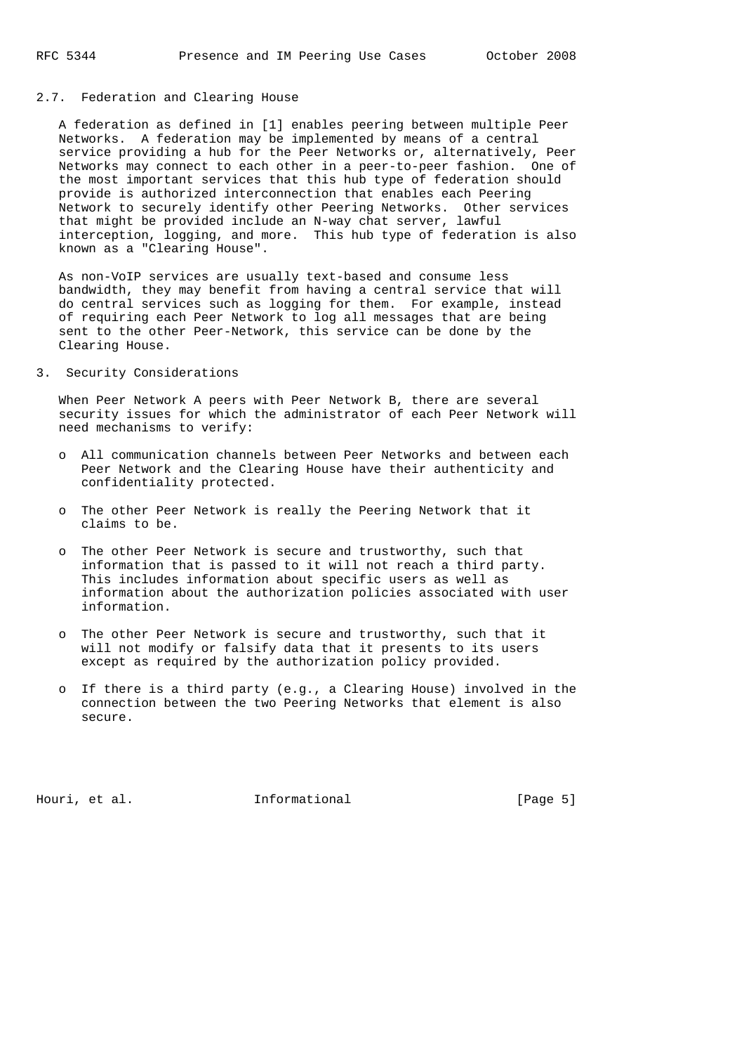## 2.7. Federation and Clearing House

A federation as defined in [1] enables peering between multiple Peer Networks. A federation may be implemented by means of a central service providing a hub for the Peer Networks or, alternatively, Peer Networks may connect to each other in a peer-to-peer fashion. One of the most important services that this hub type of federation should provide is authorized interconnection that enables each Peering Network to securely identify other Peering Networks. Other services that might be provided include an N-way chat server, lawful interception, logging, and more. This hub type of federation is also known as a "Clearing House".

As non-VoIP services are usually text-based and consume less bandwidth, they may benefit from having a central service that will do central services such as logging for them. For example, instead of requiring each Peer Network to log all messages that are being sent to the other Peer-Network, this service can be done by the Clearing House.

# 3. Security Considerations

When Peer Network A peers with Peer Network B, there are several security issues for which the administrator of each Peer Network will need mechanisms to verify:

- All communication channels between Peer Networks and between each Peer Network and the Clearing House have their authenticity and confidentiality protected.
- The other Peer Network is really the Peering Network that it claims to be.
- The other Peer Network is secure and trustworthy, such that information that is passed to it will not reach a third party. This includes information about specific users as well as information about the authorization policies associated with user information.
- The other Peer Network is secure and trustworthy, such that it will not modify or falsify data that it presents to its users except as required by the authorization policy provided.
- If there is a third party (e.g., a Clearing House) involved in the connection between the two Peering Networks that element is also secure.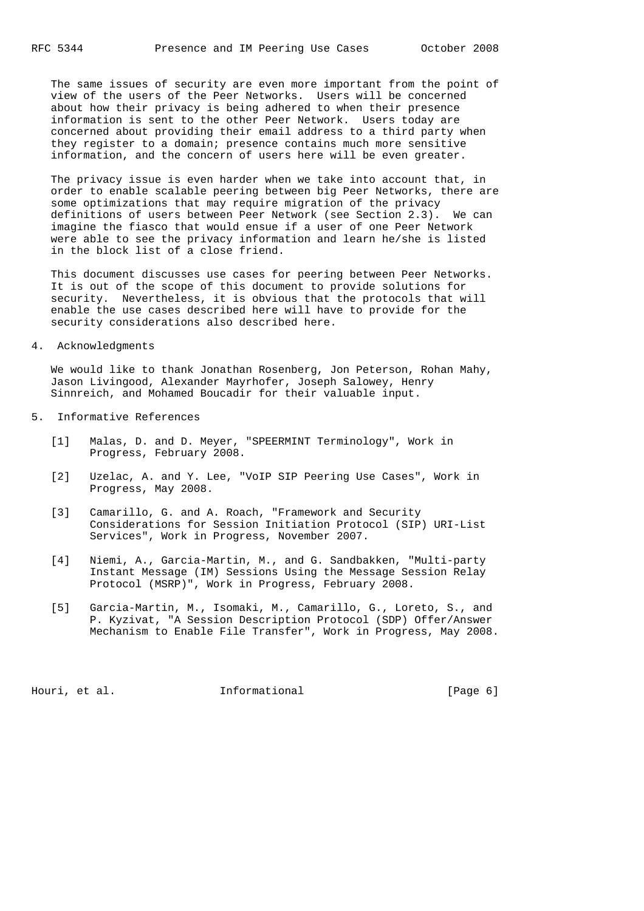The same issues of security are even more important from the point of view of the users of the Peer Networks. Users will be concerned about how their privacy is being adhered to when their presence information is sent to the other Peer Network. Users today are concerned about providing their email address to a third party when they register to a domain; presence contains much more sensitive information, and the concern of users here will be even greater.

The privacy issue is even harder when we take into account that, in order to enable scalable peering between big Peer Networks, there are some optimizations that may require migration of the privacy definitions of users between Peer Network (see Section 2.3). We can imagine the fiasco that would ensue if a user of one Peer Network were able to see the privacy information and learn he/she is listed in the block list of a close friend.

This document discusses use cases for peering between Peer Networks. It is out of the scope of this document to provide solutions for security. Nevertheless, it is obvious that the protocols that will enable the use cases described here will have to provide for the security considerations also described here.

## 4. Acknowledgments

We would like to thank Jonathan Rosenberg, Jon Peterson, Rohan Mahy, Jason Livingood, Alexander Mayrhofer, Joseph Salowey, Henry Sinnreich, and Mohamed Boucadir for their valuable input.

## 5. Informative References

[1] Malas, D. and D. Meyer, "SPEERMINT Terminology", Work in Progress, February 2008.

[2] Uzelac, A. and Y. Lee, "VoIP SIP Peering Use Cases", Work in Progress, May 2008.

[3] Camarillo, G. and A. Roach, "Framework and Security Considerations for Session Initiation Protocol (SIP) URI-List Services", Work in Progress, November 2007.

[4] Niemi, A., Garcia-Martin, M., and G. Sandbakken, "Multi-party Instant Message (IM) Sessions Using the Message Session Relay Protocol (MSRP)", Work in Progress, February 2008.

[5] Garcia-Martin, M., Isomaki, M., Camarillo, G., Loreto, S., and P. Kyzivat, "A Session Description Protocol (SDP) Offer/Answer Mechanism to Enable File Transfer", Work in Progress, May 2008.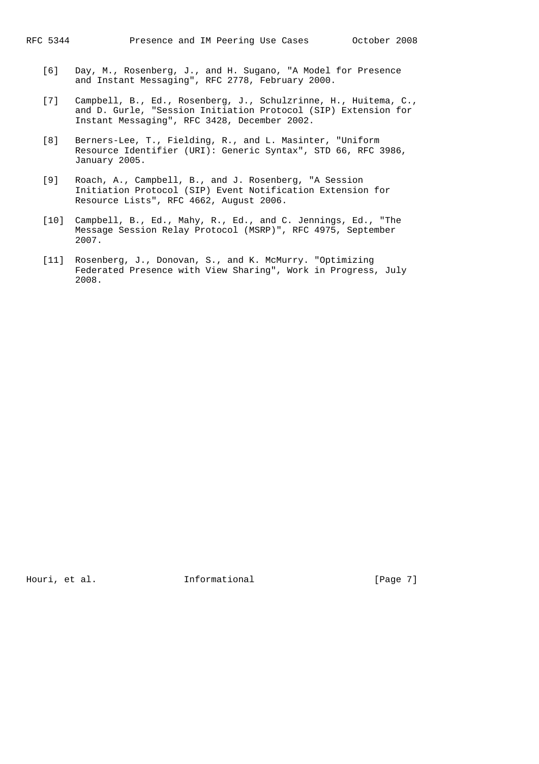[6] Day, M., Rosenberg, J., and H. Sugano, "A Model for Presence and Instant Messaging", RFC 2778, February 2000.

[7] Campbell, B., Ed., Rosenberg, J., Schulzrinne, H., Huitema, C., and D. Gurle, "Session Initiation Protocol (SIP) Extension for Instant Messaging", RFC 3428, December 2002.

[8] Berners-Lee, T., Fielding, R., and L. Masinter, "Uniform Resource Identifier (URI): Generic Syntax", STD 66, RFC 3986, January 2005.

[9] Roach, A., Campbell, B., and J. Rosenberg, "A Session Initiation Protocol (SIP) Event Notification Extension for Resource Lists", RFC 4662, August 2006.

[10] Campbell, B., Ed., Mahy, R., Ed., and C. Jennings, Ed., "The Message Session Relay Protocol (MSRP)", RFC 4975, September 2007.

[11] Rosenberg, J., Donovan, S., and K. McMurry. "Optimizing Federated Presence with View Sharing", Work in Progress, July 2008.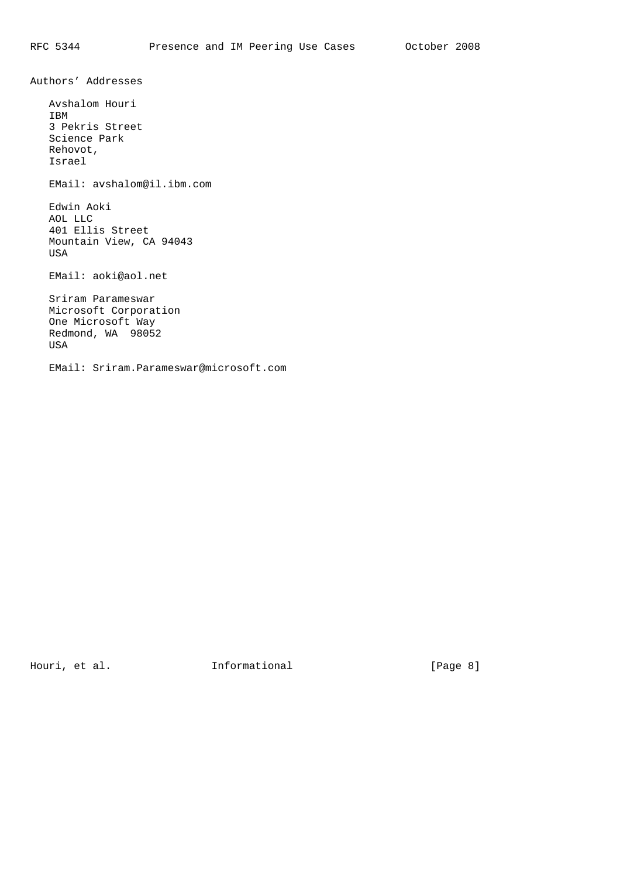## Authors' Addresses

Avshalom Houri
IBM
3 Pekris Street
Science Park
Rehovot,
Israel

EMail: avshalom@il.ibm.com

Edwin Aoki
AOL LLC
401 Ellis Street
Mountain View, CA 94043
USA

EMail: aoki@aol.net

Sriram Parameswar
Microsoft Corporation
One Microsoft Way
Redmond, WA  98052
USA

EMail: Sriram.Parameswar@microsoft.com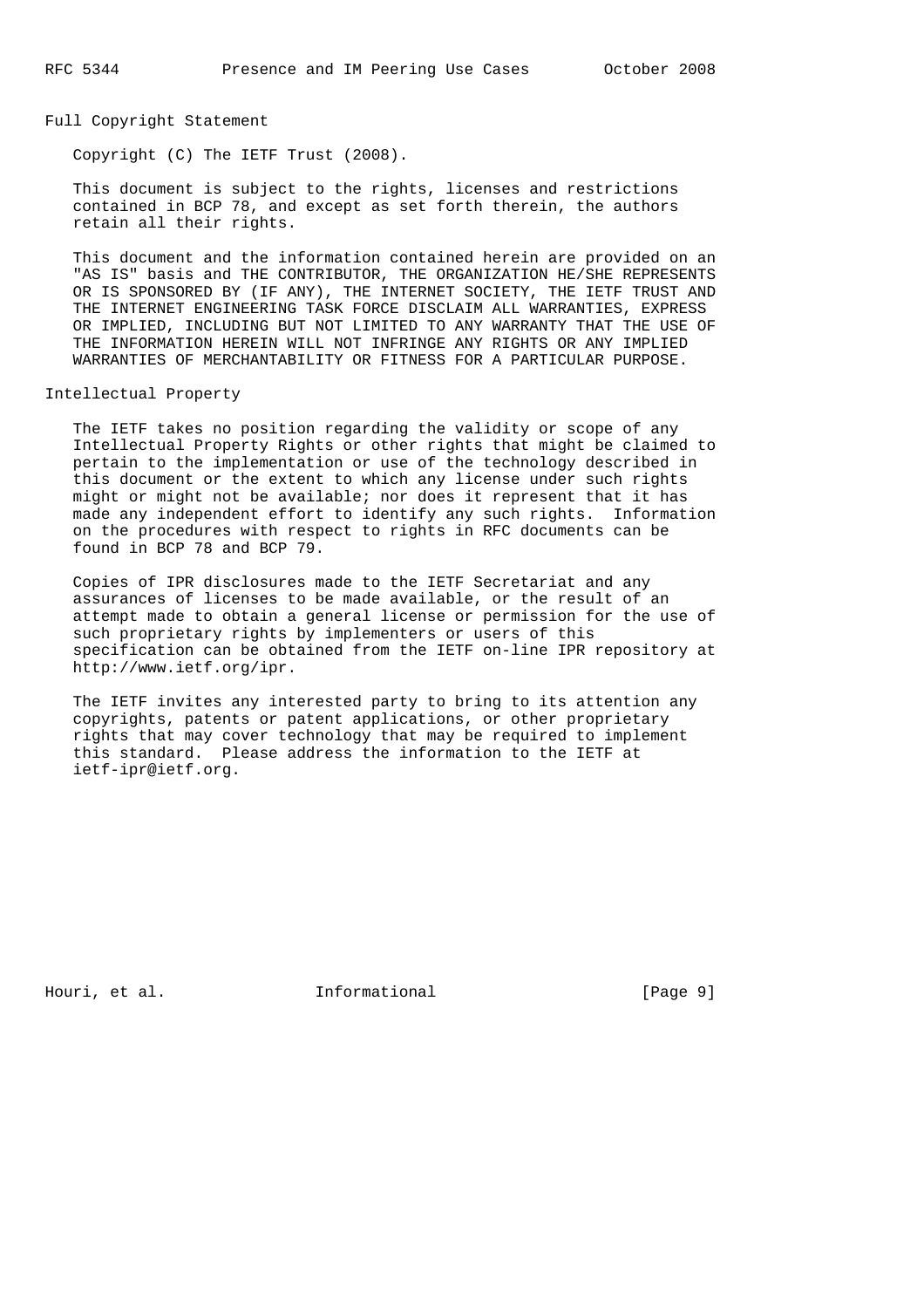## Full Copyright Statement

Copyright (C) The IETF Trust (2008).

This document is subject to the rights, licenses and restrictions contained in BCP 78, and except as set forth therein, the authors retain all their rights.

This document and the information contained herein are provided on an "AS IS" basis and THE CONTRIBUTOR, THE ORGANIZATION HE/SHE REPRESENTS OR IS SPONSORED BY (IF ANY), THE INTERNET SOCIETY, THE IETF TRUST AND THE INTERNET ENGINEERING TASK FORCE DISCLAIM ALL WARRANTIES, EXPRESS OR IMPLIED, INCLUDING BUT NOT LIMITED TO ANY WARRANTY THAT THE USE OF THE INFORMATION HEREIN WILL NOT INFRINGE ANY RIGHTS OR ANY IMPLIED WARRANTIES OF MERCHANTABILITY OR FITNESS FOR A PARTICULAR PURPOSE.

## Intellectual Property

The IETF takes no position regarding the validity or scope of any Intellectual Property Rights or other rights that might be claimed to pertain to the implementation or use of the technology described in this document or the extent to which any license under such rights might or might not be available; nor does it represent that it has made any independent effort to identify any such rights. Information on the procedures with respect to rights in RFC documents can be found in BCP 78 and BCP 79.

Copies of IPR disclosures made to the IETF Secretariat and any assurances of licenses to be made available, or the result of an attempt made to obtain a general license or permission for the use of such proprietary rights by implementers or users of this specification can be obtained from the IETF on-line IPR repository at http://www.ietf.org/ipr.

The IETF invites any interested party to bring to its attention any copyrights, patents or patent applications, or other proprietary rights that may cover technology that may be required to implement this standard. Please address the information to the IETF at ietf-ipr@ietf.org.